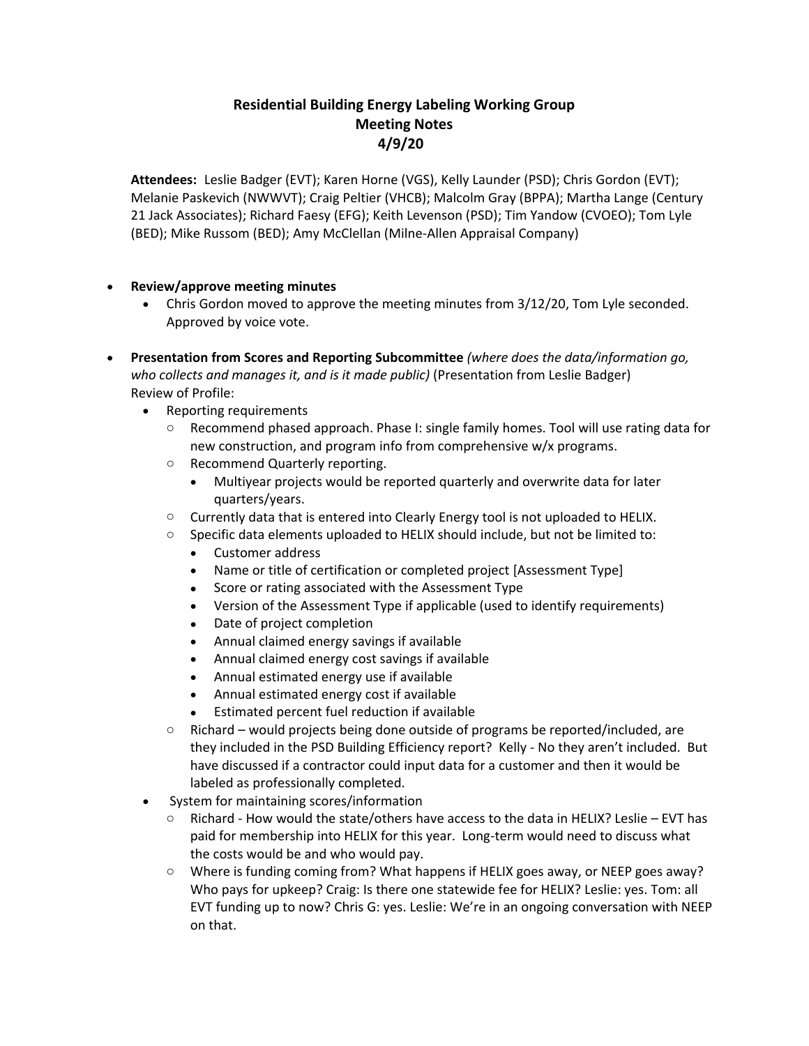# Residential Building Energy Labeling Working Group
## Meeting Notes
## 4/9/20

**Attendees:** Leslie Badger (EVT); Karen Horne (VGS), Kelly Launder (PSD); Chris Gordon (EVT); Melanie Paskevich (NWWVT); Craig Peltier (VHCB); Malcolm Gray (BPPA); Martha Lange (Century 21 Jack Associates); Richard Faesy (EFG); Keith Levenson (PSD); Tim Yandow (CVOEO); Tom Lyle (BED); Mike Russom (BED); Amy McClellan (Milne-Allen Appraisal Company)

- **Review/approve meeting minutes**
  - Chris Gordon moved to approve the meeting minutes from 3/12/20, Tom Lyle seconded. Approved by voice vote.
- **Presentation from Scores and Reporting Subcommittee** *(where does the data/information go, who collects and manages it, and is it made public)* (Presentation from Leslie Badger)
  Review of Profile:
  - Reporting requirements
    - Recommend phased approach. Phase I: single family homes. Tool will use rating data for new construction, and program info from comprehensive w/x programs.
    - Recommend Quarterly reporting.
      - Multiyear projects would be reported quarterly and overwrite data for later quarters/years.
    - Currently data that is entered into Clearly Energy tool is not uploaded to HELIX.
    - Specific data elements uploaded to HELIX should include, but not be limited to:
      - Customer address
      - Name or title of certification or completed project [Assessment Type]
      - Score or rating associated with the Assessment Type
      - Version of the Assessment Type if applicable (used to identify requirements)
      - Date of project completion
      - Annual claimed energy savings if available
      - Annual claimed energy cost savings if available
      - Annual estimated energy use if available
      - Annual estimated energy cost if available
      - Estimated percent fuel reduction if available
    - Richard – would projects being done outside of programs be reported/included, are they included in the PSD Building Efficiency report? Kelly - No they aren't included. But have discussed if a contractor could input data for a customer and then it would be labeled as professionally completed.
  - System for maintaining scores/information
    - Richard - How would the state/others have access to the data in HELIX? Leslie – EVT has paid for membership into HELIX for this year. Long-term would need to discuss what the costs would be and who would pay.
    - Where is funding coming from? What happens if HELIX goes away, or NEEP goes away? Who pays for upkeep? Craig: Is there one statewide fee for HELIX? Leslie: yes. Tom: all EVT funding up to now? Chris G: yes. Leslie: We're in an ongoing conversation with NEEP on that.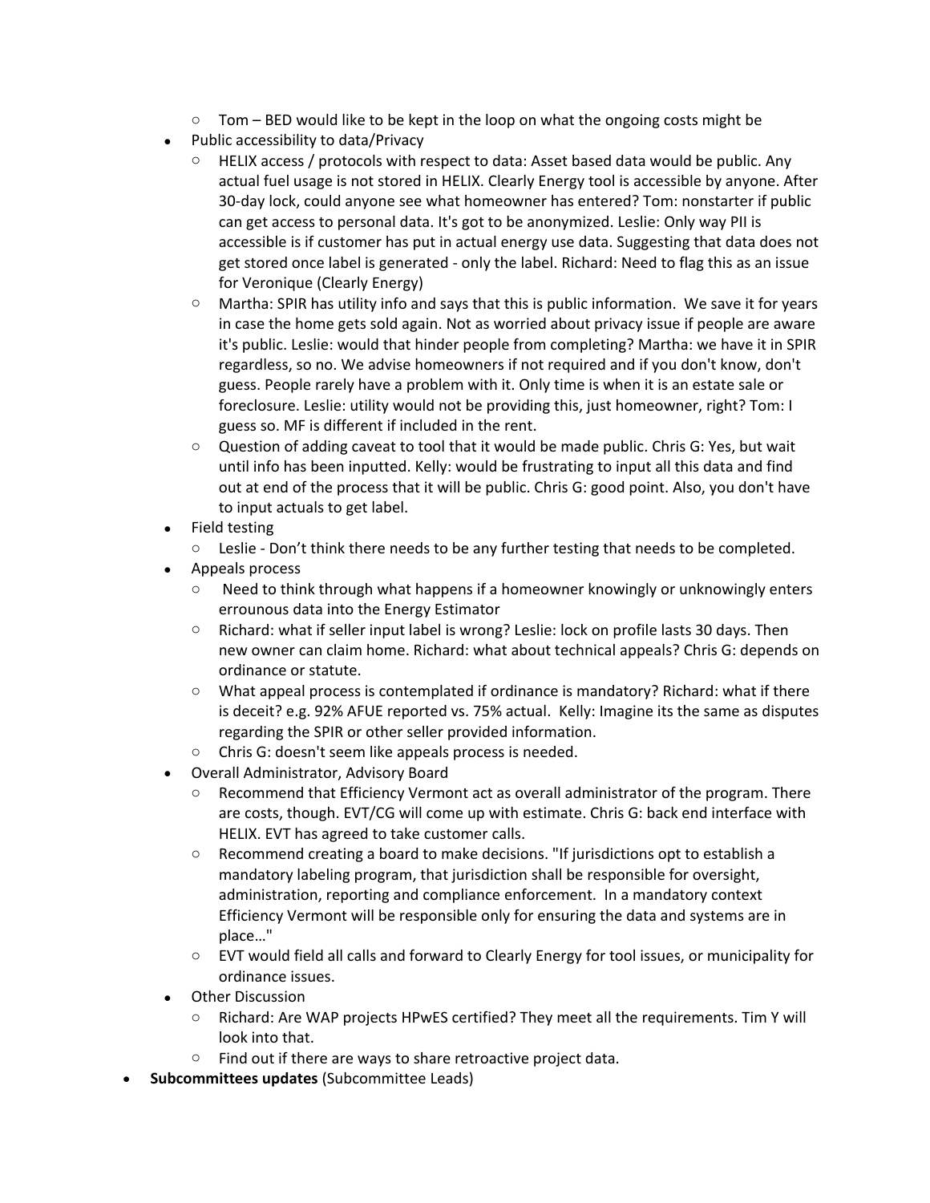- Tom – BED would like to be kept in the loop on what the ongoing costs might be
- Public accessibility to data/Privacy
    - HELIX access / protocols with respect to data: Asset based data would be public. Any actual fuel usage is not stored in HELIX. Clearly Energy tool is accessible by anyone. After 30-day lock, could anyone see what homeowner has entered? Tom: nonstarter if public can get access to personal data. It's got to be anonymized. Leslie: Only way PII is accessible is if customer has put in actual energy use data. Suggesting that data does not get stored once label is generated - only the label. Richard: Need to flag this as an issue for Veronique (Clearly Energy)
    - Martha: SPIR has utility info and says that this is public information. We save it for years in case the home gets sold again. Not as worried about privacy issue if people are aware it's public. Leslie: would that hinder people from completing? Martha: we have it in SPIR regardless, so no. We advise homeowners if not required and if you don't know, don't guess. People rarely have a problem with it. Only time is when it is an estate sale or foreclosure. Leslie: utility would not be providing this, just homeowner, right? Tom: I guess so. MF is different if included in the rent.
    - Question of adding caveat to tool that it would be made public. Chris G: Yes, but wait until info has been inputted. Kelly: would be frustrating to input all this data and find out at end of the process that it will be public. Chris G: good point. Also, you don't have to input actuals to get label.
- Field testing
    - Leslie - Don't think there needs to be any further testing that needs to be completed.
- Appeals process
    - Need to think through what happens if a homeowner knowingly or unknowingly enters errounous data into the Energy Estimator
    - Richard: what if seller input label is wrong? Leslie: lock on profile lasts 30 days. Then new owner can claim home. Richard: what about technical appeals? Chris G: depends on ordinance or statute.
    - What appeal process is contemplated if ordinance is mandatory? Richard: what if there is deceit? e.g. 92% AFUE reported vs. 75% actual. Kelly: Imagine its the same as disputes regarding the SPIR or other seller provided information.
    - Chris G: doesn't seem like appeals process is needed.
- Overall Administrator, Advisory Board
    - Recommend that Efficiency Vermont act as overall administrator of the program. There are costs, though. EVT/CG will come up with estimate. Chris G: back end interface with HELIX. EVT has agreed to take customer calls.
    - Recommend creating a board to make decisions. "If jurisdictions opt to establish a mandatory labeling program, that jurisdiction shall be responsible for oversight, administration, reporting and compliance enforcement. In a mandatory context Efficiency Vermont will be responsible only for ensuring the data and systems are in place…"
    - EVT would field all calls and forward to Clearly Energy for tool issues, or municipality for ordinance issues.
- Other Discussion
    - Richard: Are WAP projects HPwES certified? They meet all the requirements. Tim Y will look into that.
    - Find out if there are ways to share retroactive project data.

- **Subcommittees updates** (Subcommittee Leads)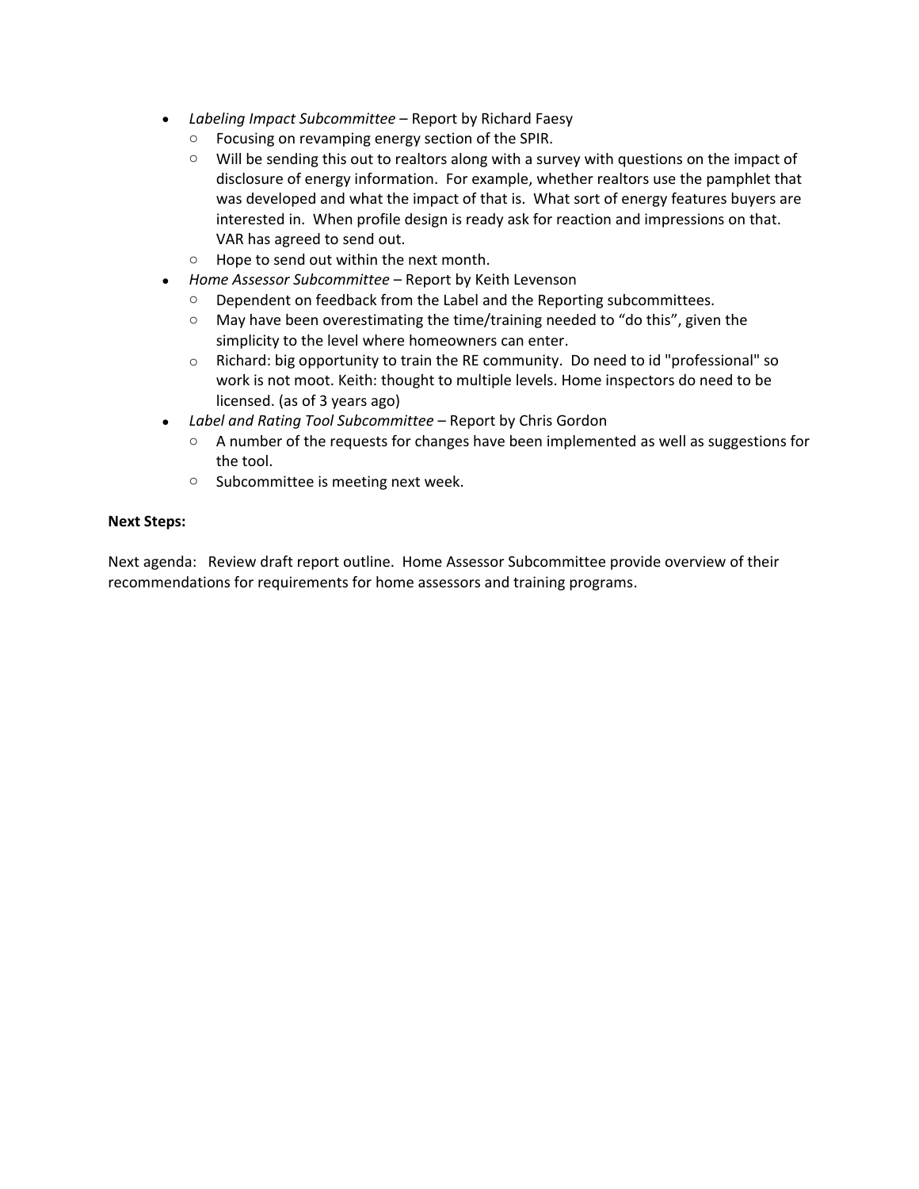- *Labeling Impact Subcommittee* – Report by Richard Faesy
  - Focusing on revamping energy section of the SPIR.
  - Will be sending this out to realtors along with a survey with questions on the impact of disclosure of energy information. For example, whether realtors use the pamphlet that was developed and what the impact of that is. What sort of energy features buyers are interested in. When profile design is ready ask for reaction and impressions on that. VAR has agreed to send out.
  - Hope to send out within the next month.
- *Home Assessor Subcommittee* – Report by Keith Levenson
  - Dependent on feedback from the Label and the Reporting subcommittees.
  - May have been overestimating the time/training needed to "do this", given the simplicity to the level where homeowners can enter.
  - Richard: big opportunity to train the RE community. Do need to id "professional" so work is not moot. Keith: thought to multiple levels. Home inspectors do need to be licensed. (as of 3 years ago)
- *Label and Rating Tool Subcommittee* – Report by Chris Gordon
  - A number of the requests for changes have been implemented as well as suggestions for the tool.
  - Subcommittee is meeting next week.

**Next Steps:**

Next agenda: Review draft report outline. Home Assessor Subcommittee provide overview of their recommendations for requirements for home assessors and training programs.